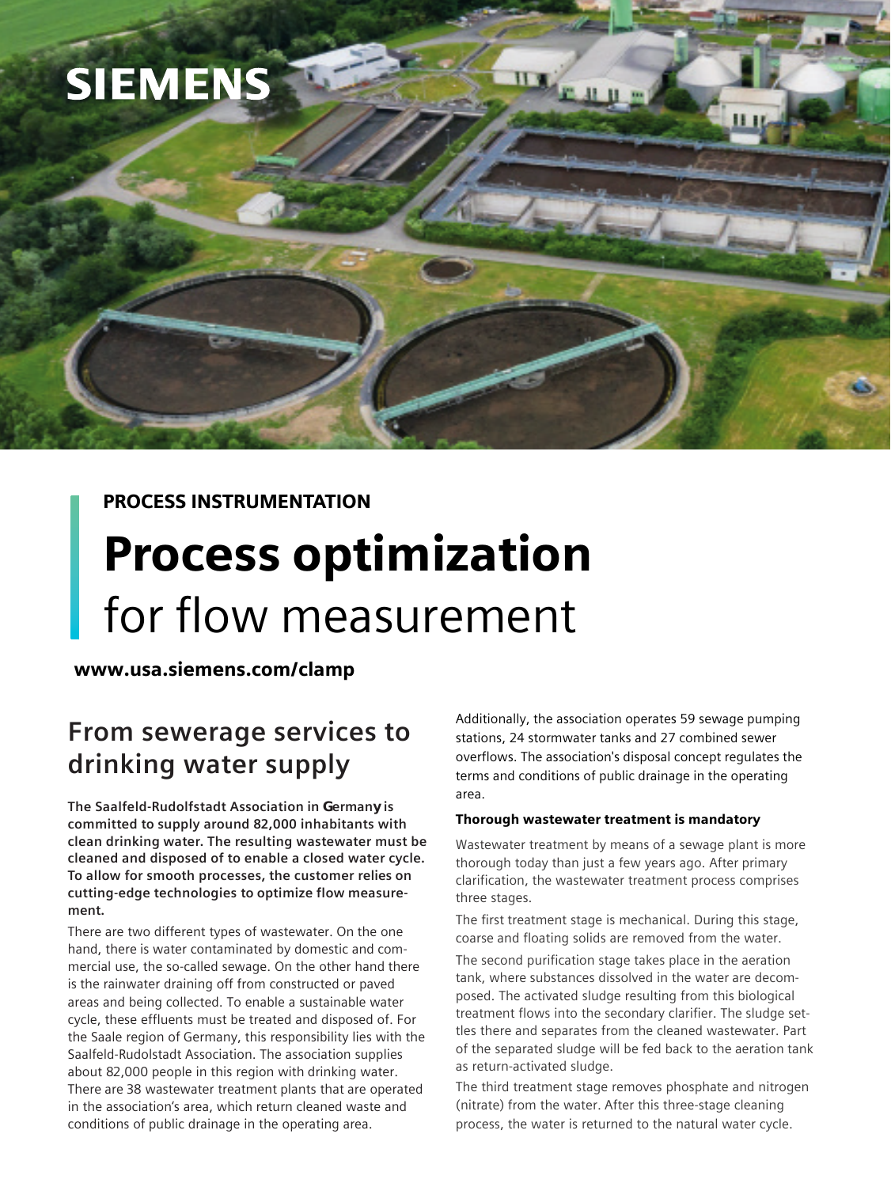SIEMENS

PROCESS INSTRUMENTATION

# Process optimization for flow measurement

**www.usa.siemens.com/clamp**

## From sewerage services to drinking water supply

**The Saalfeld-Rudolfstadt Association in Germany is committed to supply around 82,000 inhabitants with clean drinking water. The resulting wastewater must be cleaned and disposed of to enable a closed water cycle. To allow for smooth processes, the customer relies on cutting-edge technologies to optimize flow measurement.**

There are two different types of wastewater. On the one hand, there is water contaminated by domestic and commercial use, the so-called sewage. On the other hand there is the rainwater draining off from constructed or paved areas and being collected. To enable a sustainable water cycle, these effluents must be treated and disposed of. For the Saale region of Germany, this responsibility lies with the Saalfeld-Rudolstadt Association. The association supplies about 82,000 people in this region with drinking water. There are 38 wastewater treatment plants that are operated in the association's area, which return cleaned waste and conditions of public drainage in the operating area.

Additionally, the association operates 59 sewage pumping stations, 24 stormwater tanks and 27 combined sewer overflows. The association's disposal concept regulates the terms and conditions of public drainage in the operating area.

#### Thorough wastewater treatment is mandatory

Wastewater treatment by means of a sewage plant is more thorough today than just a few years ago. After primary clarification, the wastewater treatment process comprises three stages.

The first treatment stage is mechanical. During this stage, coarse and floating solids are removed from the water.

The second purification stage takes place in the aeration tank, where substances dissolved in the water are decomposed. The activated sludge resulting from this biological treatment flows into the secondary clarifier. The sludge settles there and separates from the cleaned wastewater. Part of the separated sludge will be fed back to the aeration tank as return-activated sludge.

The third treatment stage removes phosphate and nitrogen (nitrate) from the water. After this three-stage cleaning process, the water is returned to the natural water cycle.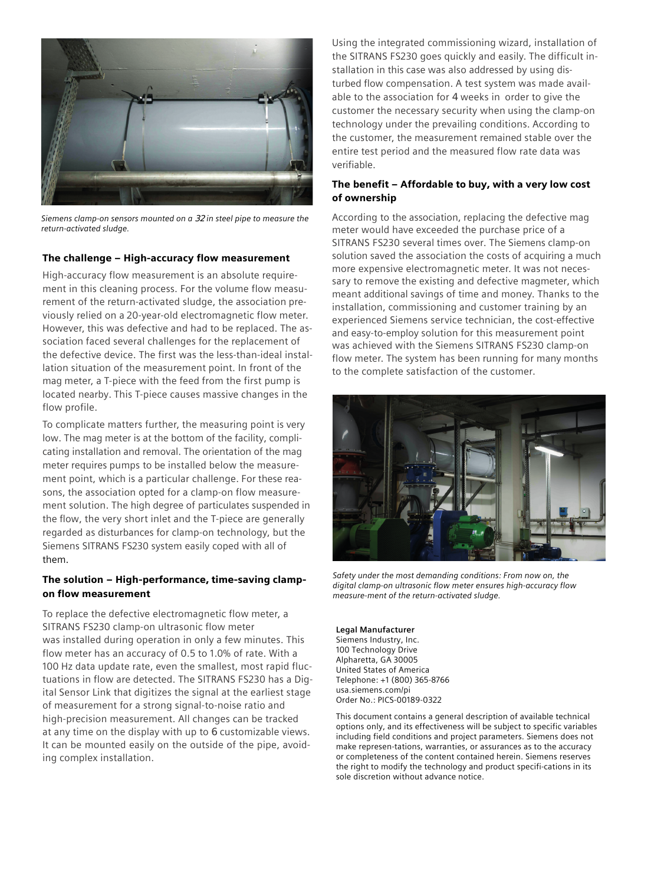*Siemens clamp-on sensors mounted on a 32 in steel pipe to measure the return-activated sludge.*

### The challenge – High-accuracy flow measurement

High-accuracy flow measurement is an absolute requirement in this cleaning process. For the volume flow measurement of the return-activated sludge, the association previously relied on a 20-year-old electromagnetic flow meter. However, this was defective and had to be replaced. The association faced several challenges for the replacement of the defective device. The first was the less-than-ideal installation situation of the measurement point. In front of the mag meter, a T-piece with the feed from the first pump is located nearby. This T-piece causes massive changes in the flow profile.

To complicate matters further, the measuring point is very low. The mag meter is at the bottom of the facility, complicating installation and removal. The orientation of the mag meter requires pumps to be installed below the measurement point, which is a particular challenge. For these reasons, the association opted for a clamp-on flow measurement solution. The high degree of particulates suspended in the flow, the very short inlet and the T-piece are generally regarded as disturbances for clamp-on technology, but the Siemens SITRANS FS230 system easily coped with all of them.

### The solution – High-performance, time-saving clamp-on flow measurement

To replace the defective electromagnetic flow meter, a SITRANS FS230 clamp-on ultrasonic flow meter was installed during operation in only a few minutes. This flow meter has an accuracy of 0.5 to 1.0% of rate. With a 100 Hz data update rate, even the smallest, most rapid fluctuations in flow are detected. The SITRANS FS230 has a Digital Sensor Link that digitizes the signal at the earliest stage of measurement for a strong signal-to-noise ratio and high-precision measurement. All changes can be tracked at any time on the display with up to 6 customizable views. It can be mounted easily on the outside of the pipe, avoiding complex installation.

Using the integrated commissioning wizard, installation of the SITRANS FS230 goes quickly and easily. The difficult installation in this case was also addressed by using disturbed flow compensation. A test system was made available to the association for 4 weeks in order to give the customer the necessary security when using the clamp-on technology under the prevailing conditions. According to the customer, the measurement remained stable over the entire test period and the measured flow rate data was verifiable.

### The benefit – Affordable to buy, with a very low cost of ownership

According to the association, replacing the defective mag meter would have exceeded the purchase price of a SITRANS FS230 several times over. The Siemens clamp-on solution saved the association the costs of acquiring a much more expensive electromagnetic meter. It was not necessary to remove the existing and defective magmeter, which meant additional savings of time and money. Thanks to the installation, commissioning and customer training by an experienced Siemens service technician, the cost-effective and easy-to-employ solution for this measurement point was achieved with the Siemens SITRANS FS230 clamp-on flow meter. The system has been running for many months to the complete satisfaction of the customer.

*Safety under the most demanding conditions: From now on, the digital clamp-on ultrasonic flow meter ensures high-accuracy flow measure-ment of the return-activated sludge.*

**Legal Manufacturer**
Siemens Industry, Inc.
100 Technology Drive
Alpharetta, GA 30005
United States of America
Telephone: +1 (800) 365-8766
usa.siemens.com/pi
Order No.: PICS-00189-0322

This document contains a general description of available technical options only, and its effectiveness will be subject to specific variables including field conditions and project parameters. Siemens does not make represen-tations, warranties, or assurances as to the accuracy or completeness of the content contained herein. Siemens reserves the right to modify the technology and product specifi-cations in its sole discretion without advance notice.